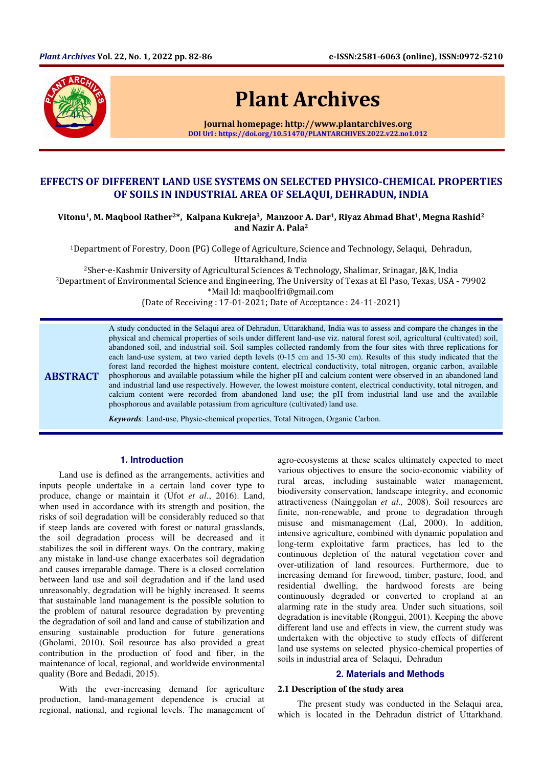# EFFECTS OF DIFFERENT LAND USE SYSTEMS ON SELECTED PHYSICO-CHEMICAL PROPERTIES OF SOILS IN INDUSTRIAL AREA OF SELAQUI, DEHRADUN, INDIA

**Vitonu[1], M. Maqbool Rather[2]*, Kalpana Kukreja[3], Manzoor A. Dar[1], Riyaz Ahmad Bhat[1], Megna Rashid[2] and Nazir A. Pala[2]**

[1]Department of Forestry, Doon (PG) College of Agriculture, Science and Technology, Selaqui, Dehradun, Uttarakhand, India

[2]Sher-e-Kashmir University of Agricultural Sciences & Technology, Shalimar, Srinagar, J&K, India

[3]Department of Environmental Science and Engineering, The University of Texas at El Paso, Texas, USA - 79902

*Mail Id: maqboolfri@gmail.com

(Date of Receiving : 17-01-2021; Date of Acceptance : 24-11-2021)

## ABSTRACT

A study conducted in the Selaqui area of Dehradun, Uttarakhand, India was to assess and compare the changes in the physical and chemical properties of soils under different land-use viz. natural forest soil, agricultural (cultivated) soil, abandoned soil, and industrial soil. Soil samples collected randomly from the four sites with three replications for each land-use system, at two varied depth levels (0-15 cm and 15-30 cm). Results of this study indicated that the forest land recorded the highest moisture content, electrical conductivity, total nitrogen, organic carbon, available phosphorous and available potassium while the higher pH and calcium content were observed in an abandoned land and industrial land use respectively. However, the lowest moisture content, electrical conductivity, total nitrogen, and calcium content were recorded from abandoned land use; the pH from industrial land use and the available phosphorous and available potassium from agriculture (cultivated) land use.

***Keywords***: Land-use, Physic-chemical properties, Total Nitrogen, Organic Carbon.

## 1. Introduction

Land use is defined as the arrangements, activities and inputs people undertake in a certain land cover type to produce, change or maintain it (Ufot *et al*., 2016). Land, when used in accordance with its strength and position, the risks of soil degradation will be considerably reduced so that if steep lands are covered with forest or natural grasslands, the soil degradation process will be decreased and it stabilizes the soil in different ways. On the contrary, making any mistake in land-use change exacerbates soil degradation and causes irreparable damage. There is a closed correlation between land use and soil degradation and if the land used unreasonably, degradation will be highly increased. It seems that sustainable land management is the possible solution to the problem of natural resource degradation by preventing the degradation of soil and land and cause of stabilization and ensuring sustainable production for future generations (Gholami, 2010). Soil resource has also provided a great contribution in the production of food and fiber, in the maintenance of local, regional, and worldwide environmental quality (Bore and Bedadi, 2015).

With the ever-increasing demand for agriculture production, land-management dependence is crucial at regional, national, and regional levels. The management of agro-ecosystems at these scales ultimately expected to meet various objectives to ensure the socio-economic viability of rural areas, including sustainable water management, biodiversity conservation, landscape integrity, and economic attractiveness (Nainggolan *et al.,* 2008). Soil resources are finite, non-renewable, and prone to degradation through misuse and mismanagement (Lal, 2000). In addition, intensive agriculture, combined with dynamic population and long-term exploitative farm practices, has led to the continuous depletion of the natural vegetation cover and over-utilization of land resources. Furthermore, due to increasing demand for firewood, timber, pasture, food, and residential dwelling, the hardwood forests are being continuously degraded or converted to cropland at an alarming rate in the study area. Under such situations, soil degradation is inevitable (Ronggui, 2001). Keeping the above different land use and effects in view, the current study was undertaken with the objective to study effects of different land use systems on selected physico-chemical properties of soils in industrial area of Selaqui, Dehradun

## 2. Materials and Methods

### 2.1 Description of the study area

The present study was conducted in the Selaqui area, which is located in the Dehradun district of Uttarkhand.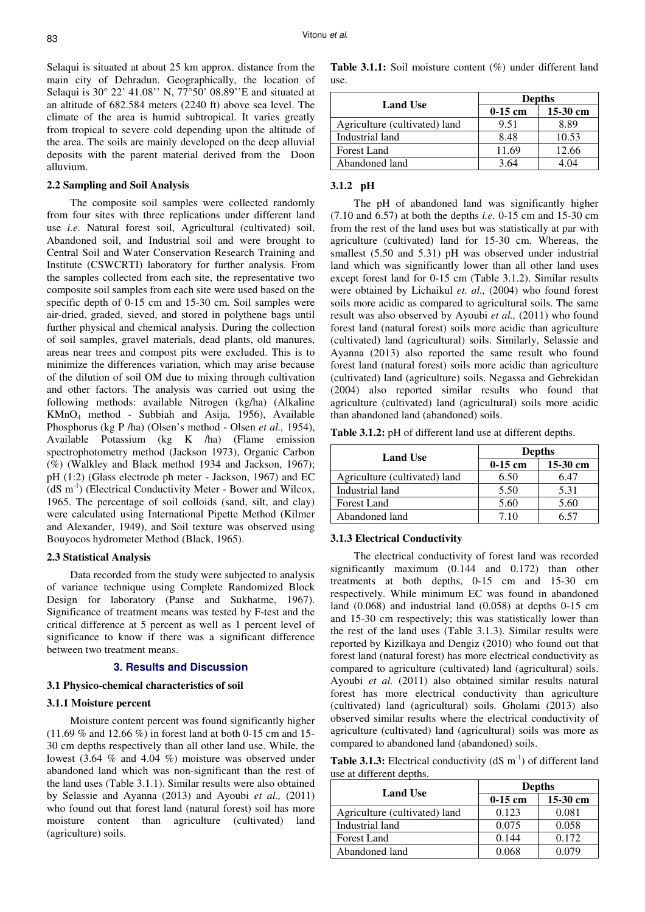Selaqui is situated at about 25 km approx. distance from the main city of Dehradun. Geographically, the location of Selaqui is 30° 22' 41.08'' N, 77°50' 08.89''E and situated at an altitude of 682.584 meters (2240 ft) above sea level. The climate of the area is humid subtropical. It varies greatly from tropical to severe cold depending upon the altitude of the area. The soils are mainly developed on the deep alluvial deposits with the parent material derived from the Doon alluvium.

### 2.2 Sampling and Soil Analysis

The composite soil samples were collected randomly from four sites with three replications under different land use *i.e.* Natural forest soil, Agricultural (cultivated) soil, Abandoned soil, and Industrial soil and were brought to Central Soil and Water Conservation Research Training and Institute (CSWCRTI) laboratory for further analysis. From the samples collected from each site, the representative two composite soil samples from each site were used based on the specific depth of 0-15 cm and 15-30 cm. Soil samples were air-dried, graded, sieved, and stored in polythene bags until further physical and chemical analysis. During the collection of soil samples, gravel materials, dead plants, old manures, areas near trees and compost pits were excluded. This is to minimize the differences variation, which may arise because of the dilution of soil OM due to mixing through cultivation and other factors. The analysis was carried out using the following methods: available Nitrogen (kg/ha) (Alkaline $KMnO_4$ method - Subbiah and Asija, 1956), Available Phosphorus (kg P /ha) (Olsen's method - Olsen *et al.,* 1954), Available Potassium (kg K /ha) (Flame emission spectrophotometry method (Jackson 1973), Organic Carbon (%) (Walkley and Black method 1934 and Jackson, 1967); pH (1:2) (Glass electrode ph meter - Jackson, 1967) and EC (dS $m^{-1}$) (Electrical Conductivity Meter - Bower and Wilcox, 1965. The percentage of soil colloids (sand, silt, and clay) were calculated using International Pipette Method (Kilmer and Alexander, 1949), and Soil texture was observed using Bouyocos hydrometer Method (Black, 1965).

### 2.3 Statistical Analysis

Data recorded from the study were subjected to analysis of variance technique using Complete Randomized Block Design for laboratory (Panse and Sukhatme, 1967). Significance of treatment means was tested by F-test and the critical difference at 5 percent as well as 1 percent level of significance to know if there was a significant difference between two treatment means.

## 3. Results and Discussion

### 3.1 Physico-chemical characteristics of soil

#### 3.1.1 Moisture percent

Moisture content percent was found significantly higher (11.69 % and 12.66 %) in forest land at both 0-15 cm and 15-30 cm depths respectively than all other land use. While, the lowest (3.64 % and 4.04 %) moisture was observed under abandoned land which was non-significant than the rest of the land uses (Table 3.1.1). Similar results were also obtained by Selassie and Ayanna (2013) and Ayoubi *et al.,* (2011) who found out that forest land (natural forest) soil has more moisture content than agriculture (cultivated) land (agriculture) soils.

**Table 3.1.1:** Soil moisture content (%) under different land use.

| Land Use | Depths | |
|---|---|---|
| | **0-15 cm** | **15-30 cm** |
| Agriculture (cultivated) land | 9.51 | 8.89 |
| Industrial land | 8.48 | 10.53 |
| Forest Land | 11.69 | 12.66 |
| Abandoned land | 3.64 | 4.04 |

#### 3.1.2 pH

The pH of abandoned land was significantly higher (7.10 and 6.57) at both the depths *i.e.* 0-15 cm and 15-30 cm from the rest of the land uses but was statistically at par with agriculture (cultivated) land for 15-30 cm. Whereas, the smallest (5.50 and 5.31) pH was observed under industrial land which was significantly lower than all other land uses except forest land for 0-15 cm (Table 3.1.2). Similar results were obtained by Lichaikul *et. al.,* (2004) who found forest soils more acidic as compared to agricultural soils. The same result was also observed by Ayoubi *et al.,* (2011) who found forest land (natural forest) soils more acidic than agriculture (cultivated) land (agricultural) soils. Similarly, Selassie and Ayanna (2013) also reported the same result who found forest land (natural forest) soils more acidic than agriculture (cultivated) land (agriculture) soils. Negassa and Gebrekidan (2004) also reported similar results who found that agriculture (cultivated) land (agricultural) soils more acidic than abandoned land (abandoned) soils.

**Table 3.1.2:** pH of different land use at different depths.

| Land Use | Depths | |
|---|---|---|
| | **0-15 cm** | **15-30 cm** |
| Agriculture (cultivated) land | 6.50 | 6.47 |
| Industrial land | 5.50 | 5.31 |
| Forest Land | 5.60 | 5.60 |
| Abandoned land | 7.10 | 6.57 |

#### 3.1.3 Electrical Conductivity

The electrical conductivity of forest land was recorded significantly maximum (0.144 and 0.172) than other treatments at both depths, 0-15 cm and 15-30 cm respectively. While minimum EC was found in abandoned land (0.068) and industrial land (0.058) at depths 0-15 cm and 15-30 cm respectively; this was statistically lower than the rest of the land uses (Table 3.1.3). Similar results were reported by Kizilkaya and Dengiz (2010) who found out that forest land (natural forest) has more electrical conductivity as compared to agriculture (cultivated) land (agricultural) soils. Ayoubi *et al.* (2011) also obtained similar results natural forest has more electrical conductivity than agriculture (cultivated) land (agricultural) soils. Gholami (2013) also observed similar results where the electrical conductivity of agriculture (cultivated) land (agricultural) soils was more as compared to abandoned land (abandoned) soils.

**Table 3.1.3:** Electrical conductivity (dS $m^{-1}$) of different land use at different depths.

| Land Use | Depths | |
|---|---|---|
| | **0-15 cm** | **15-30 cm** |
| Agriculture (cultivated) land | 0.123 | 0.081 |
| Industrial land | 0.075 | 0.058 |
| Forest Land | 0.144 | 0.172 |
| Abandoned land | 0.068 | 0.079 |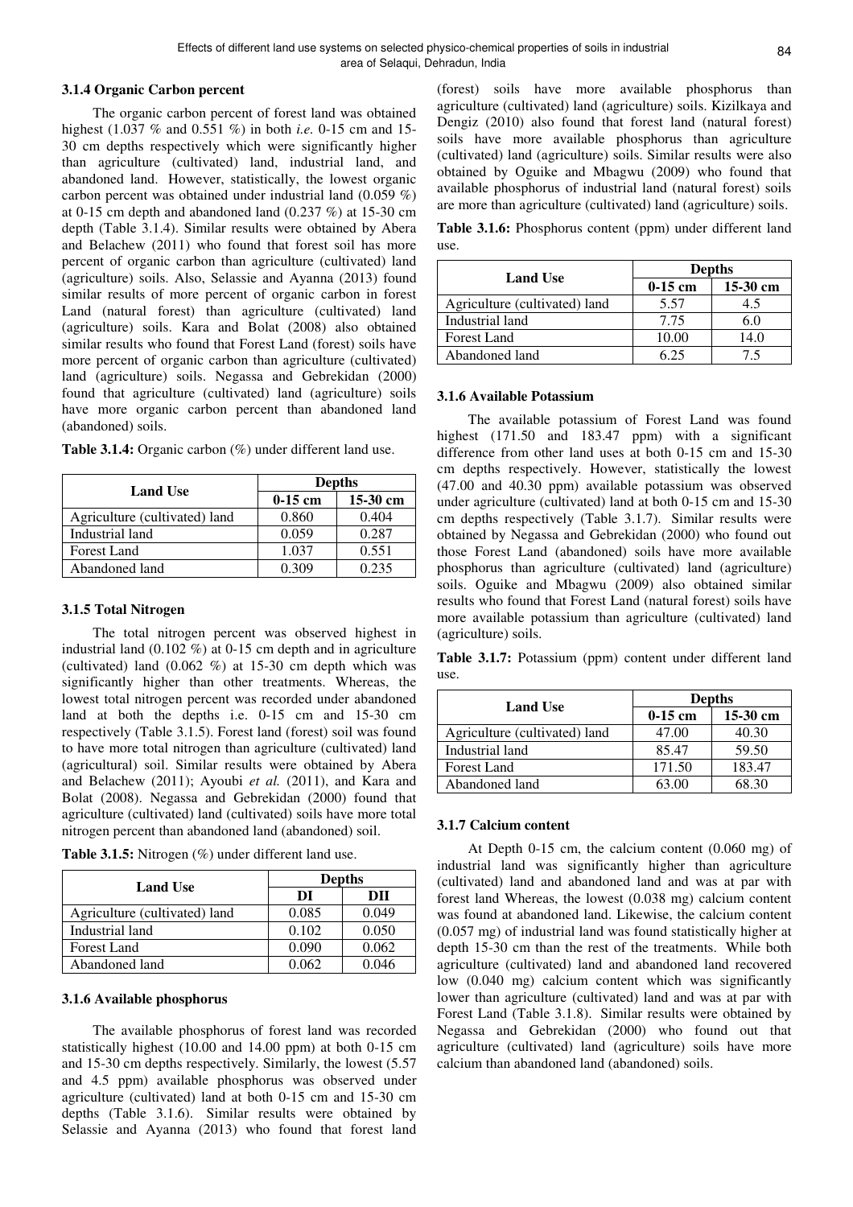### 3.1.4 Organic Carbon percent

The organic carbon percent of forest land was obtained highest (1.037 % and 0.551 %) in both *i.e.* 0-15 cm and 15-30 cm depths respectively which were significantly higher than agriculture (cultivated) land, industrial land, and abandoned land. However, statistically, the lowest organic carbon percent was obtained under industrial land (0.059 %) at 0-15 cm depth and abandoned land (0.237 %) at 15-30 cm depth (Table 3.1.4). Similar results were obtained by Abera and Belachew (2011) who found that forest soil has more percent of organic carbon than agriculture (cultivated) land (agriculture) soils. Also, Selassie and Ayanna (2013) found similar results of more percent of organic carbon in forest Land (natural forest) than agriculture (cultivated) land (agriculture) soils. Kara and Bolat (2008) also obtained similar results who found that Forest Land (forest) soils have more percent of organic carbon than agriculture (cultivated) land (agriculture) soils. Negassa and Gebrekidan (2000) found that agriculture (cultivated) land (agriculture) soils have more organic carbon percent than abandoned land (abandoned) soils.

**Table 3.1.4:** Organic carbon (%) under different land use.

| Land Use | Depths | |
|---|---|---|
| | 0-15 cm | 15-30 cm |
| Agriculture (cultivated) land | 0.860 | 0.404 |
| Industrial land | 0.059 | 0.287 |
| Forest Land | 1.037 | 0.551 |
| Abandoned land | 0.309 | 0.235 |

### 3.1.5 Total Nitrogen

The total nitrogen percent was observed highest in industrial land (0.102 %) at 0-15 cm depth and in agriculture (cultivated) land (0.062 %) at 15-30 cm depth which was significantly higher than other treatments. Whereas, the lowest total nitrogen percent was recorded under abandoned land at both the depths i.e. 0-15 cm and 15-30 cm respectively (Table 3.1.5). Forest land (forest) soil was found to have more total nitrogen than agriculture (cultivated) land (agricultural) soil. Similar results were obtained by Abera and Belachew (2011); Ayoubi *et al.* (2011), and Kara and Bolat (2008). Negassa and Gebrekidan (2000) found that agriculture (cultivated) land (cultivated) soils have more total nitrogen percent than abandoned land (abandoned) soil.

**Table 3.1.5:** Nitrogen (%) under different land use.

| Land Use | Depths | |
|---|---|---|
| | DI | DII |
| Agriculture (cultivated) land | 0.085 | 0.049 |
| Industrial land | 0.102 | 0.050 |
| Forest Land | 0.090 | 0.062 |
| Abandoned land | 0.062 | 0.046 |

### 3.1.6 Available phosphorus

The available phosphorus of forest land was recorded statistically highest (10.00 and 14.00 ppm) at both 0-15 cm and 15-30 cm depths respectively. Similarly, the lowest (5.57 and 4.5 ppm) available phosphorus was observed under agriculture (cultivated) land at both 0-15 cm and 15-30 cm depths (Table 3.1.6). Similar results were obtained by Selassie and Ayanna (2013) who found that forest land (forest) soils have more available phosphorus than agriculture (cultivated) land (agriculture) soils. Kizilkaya and Dengiz (2010) also found that forest land (natural forest) soils have more available phosphorus than agriculture (cultivated) land (agriculture) soils. Similar results were also obtained by Oguike and Mbagwu (2009) who found that available phosphorus of industrial land (natural forest) soils are more than agriculture (cultivated) land (agriculture) soils.

**Table 3.1.6:** Phosphorus content (ppm) under different land use.

| Land Use | Depths | |
|---|---|---|
| | 0-15 cm | 15-30 cm |
| Agriculture (cultivated) land | 5.57 | 4.5 |
| Industrial land | 7.75 | 6.0 |
| Forest Land | 10.00 | 14.0 |
| Abandoned land | 6.25 | 7.5 |

### 3.1.6 Available Potassium

The available potassium of Forest Land was found highest (171.50 and 183.47 ppm) with a significant difference from other land uses at both 0-15 cm and 15-30 cm depths respectively. However, statistically the lowest (47.00 and 40.30 ppm) available potassium was observed under agriculture (cultivated) land at both 0-15 cm and 15-30 cm depths respectively (Table 3.1.7). Similar results were obtained by Negassa and Gebrekidan (2000) who found out those Forest Land (abandoned) soils have more available phosphorus than agriculture (cultivated) land (agriculture) soils. Oguike and Mbagwu (2009) also obtained similar results who found that Forest Land (natural forest) soils have more available potassium than agriculture (cultivated) land (agriculture) soils.

**Table 3.1.7:** Potassium (ppm) content under different land use.

| Land Use | Depths | |
|---|---|---|
| | 0-15 cm | 15-30 cm |
| Agriculture (cultivated) land | 47.00 | 40.30 |
| Industrial land | 85.47 | 59.50 |
| Forest Land | 171.50 | 183.47 |
| Abandoned land | 63.00 | 68.30 |

### 3.1.7 Calcium content

At Depth 0-15 cm, the calcium content (0.060 mg) of industrial land was significantly higher than agriculture (cultivated) land and abandoned land and was at par with forest land Whereas, the lowest (0.038 mg) calcium content was found at abandoned land. Likewise, the calcium content (0.057 mg) of industrial land was found statistically higher at depth 15-30 cm than the rest of the treatments. While both agriculture (cultivated) land and abandoned land recovered low (0.040 mg) calcium content which was significantly lower than agriculture (cultivated) land and was at par with Forest Land (Table 3.1.8). Similar results were obtained by Negassa and Gebrekidan (2000) who found out that agriculture (cultivated) land (agriculture) soils have more calcium than abandoned land (abandoned) soils.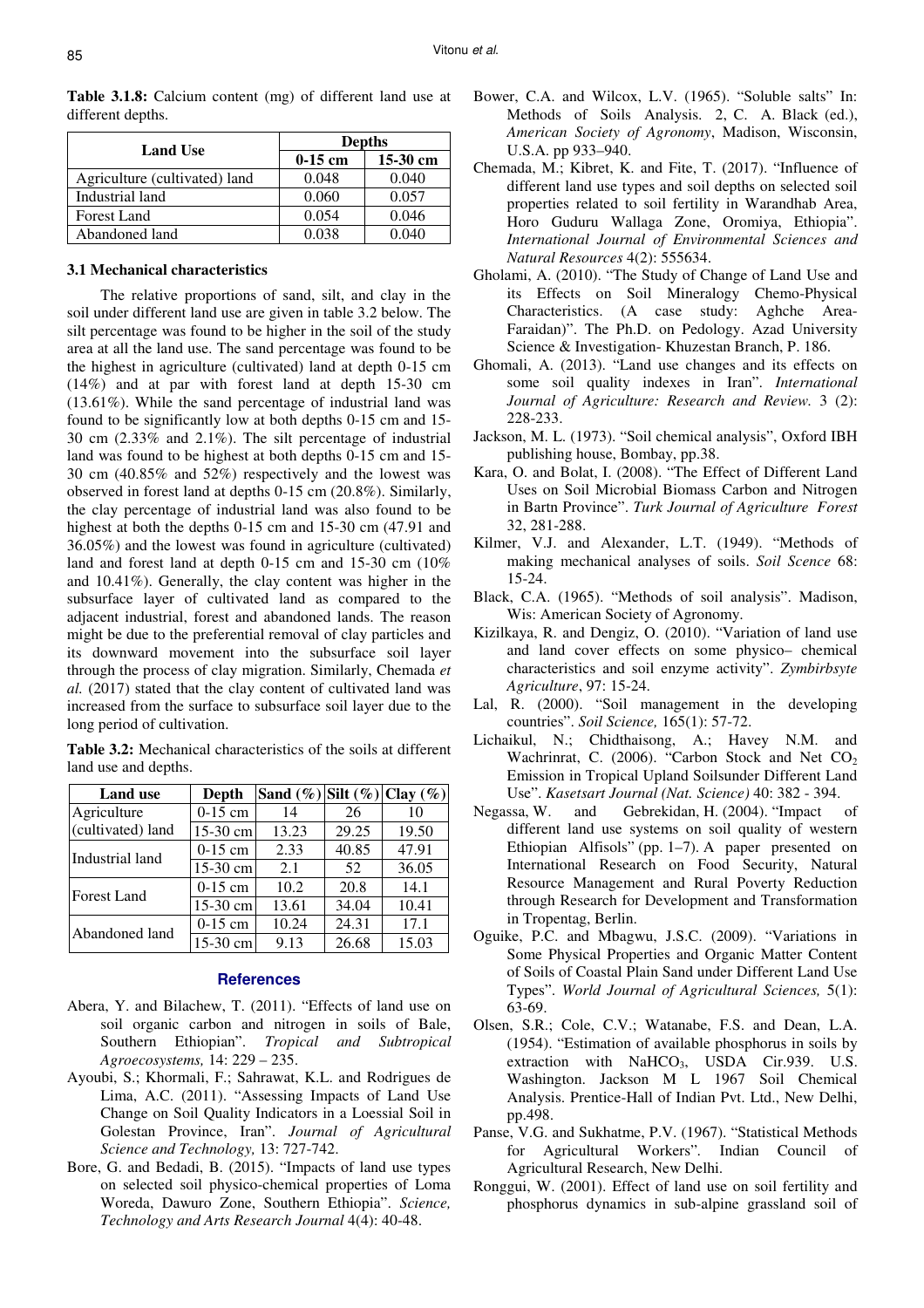**Table 3.1.8:** Calcium content (mg) of different land use at different depths.

| Land Use | Depths | |
|---|---|---|
| | 0-15 cm | 15-30 cm |
| Agriculture (cultivated) land | 0.048 | 0.040 |
| Industrial land | 0.060 | 0.057 |
| Forest Land | 0.054 | 0.046 |
| Abandoned land | 0.038 | 0.040 |

### 3.1 Mechanical characteristics

The relative proportions of sand, silt, and clay in the soil under different land use are given in table 3.2 below. The silt percentage was found to be higher in the soil of the study area at all the land use. The sand percentage was found to be the highest in agriculture (cultivated) land at depth 0-15 cm (14%) and at par with forest land at depth 15-30 cm (13.61%). While the sand percentage of industrial land was found to be significantly low at both depths 0-15 cm and 15-30 cm (2.33% and 2.1%). The silt percentage of industrial land was found to be highest at both depths 0-15 cm and 15-30 cm (40.85% and 52%) respectively and the lowest was observed in forest land at depths 0-15 cm (20.8%). Similarly, the clay percentage of industrial land was also found to be highest at both the depths 0-15 cm and 15-30 cm (47.91 and 36.05%) and the lowest was found in agriculture (cultivated) land and forest land at depth 0-15 cm and 15-30 cm (10% and 10.41%). Generally, the clay content was higher in the subsurface layer of cultivated land as compared to the adjacent industrial, forest and abandoned lands. The reason might be due to the preferential removal of clay particles and its downward movement into the subsurface soil layer through the process of clay migration. Similarly, Chemada *et al.* (2017) stated that the clay content of cultivated land was increased from the surface to subsurface soil layer due to the long period of cultivation.

**Table 3.2:** Mechanical characteristics of the soils at different land use and depths.

| Land use | Depth | Sand (%) | Silt (%) | Clay (%) |
|---|---|---|---|---|
| Agriculture (cultivated) land | 0-15 cm | 14 | 26 | 10 |
| | 15-30 cm | 13.23 | 29.25 | 19.50 |
| Industrial land | 0-15 cm | 2.33 | 40.85 | 47.91 |
| | 15-30 cm | 2.1 | 52 | 36.05 |
| Forest Land | 0-15 cm | 10.2 | 20.8 | 14.1 |
| | 15-30 cm | 13.61 | 34.04 | 10.41 |
| Abandoned land | 0-15 cm | 10.24 | 24.31 | 17.1 |
| | 15-30 cm | 9.13 | 26.68 | 15.03 |

## References

Abera, Y. and Bilachew, T. (2011). "Effects of land use on soil organic carbon and nitrogen in soils of Bale, Southern Ethiopian". *Tropical and Subtropical Agroecosystems,* 14: 229 – 235.

Ayoubi, S.; Khormali, F.; Sahrawat, K.L. and Rodrigues de Lima, A.C. (2011). "Assessing Impacts of Land Use Change on Soil Quality Indicators in a Loessial Soil in Golestan Province, Iran". *Journal of Agricultural Science and Technology,* 13: 727-742.

Bore, G. and Bedadi, B. (2015). "Impacts of land use types on selected soil physico-chemical properties of Loma Woreda, Dawuro Zone, Southern Ethiopia". *Science, Technology and Arts Research Journal* 4(4): 40-48.

Bower, C.A. and Wilcox, L.V. (1965). "Soluble salts" In: Methods of Soils Analysis. 2, C. A. Black (ed.), *American Society of Agronomy*, Madison, Wisconsin, U.S.A. pp 933–940.

Chemada, M.; Kibret, K. and Fite, T. (2017). "Influence of different land use types and soil depths on selected soil properties related to soil fertility in Warandhab Area, Horo Guduru Wallaga Zone, Oromiya, Ethiopia". *International Journal of Environmental Sciences and Natural Resources* 4(2): 555634.

Gholami, A. (2010). "The Study of Change of Land Use and its Effects on Soil Mineralogy Chemo-Physical Characteristics. (A case study: Aghche Area-Faraidan)". The Ph.D. on Pedology. Azad University Science & Investigation- Khuzestan Branch, P. 186.

Ghomali, A. (2013). "Land use changes and its effects on some soil quality indexes in Iran". *International Journal of Agriculture: Research and Review.* 3 (2): 228-233.

Jackson, M. L. (1973). "Soil chemical analysis", Oxford IBH publishing house, Bombay, pp.38.

Kara, O. and Bolat, I. (2008). "The Effect of Different Land Uses on Soil Microbial Biomass Carbon and Nitrogen in Bartn Province". *Turk Journal of Agriculture Forest* 32, 281-288.

Kilmer, V.J. and Alexander, L.T. (1949). "Methods of making mechanical analyses of soils. *Soil Scence* 68: 15-24.

Black, C.A. (1965). "Methods of soil analysis". Madison, Wis: American Society of Agronomy.

Kizilkaya, R. and Dengiz, O. (2010). "Variation of land use and land cover effects on some physico– chemical characteristics and soil enzyme activity". *Zymbirbsyte Agriculture*, 97: 15-24.

Lal, R. (2000). "Soil management in the developing countries". *Soil Science,* 165(1): 57-72.

Lichaikul, N.; Chidthaisong, A.; Havey N.M. and Wachrinrat, C. (2006). "Carbon Stock and Net $CO_2$ Emission in Tropical Upland Soilsunder Different Land Use". *Kasetsart Journal (Nat. Science)* 40: 382 - 394.

Negassa, W. and Gebrekidan, H. (2004). "Impact of different land use systems on soil quality of western Ethiopian Alfisols" (pp. 1–7). A paper presented on International Research on Food Security, Natural Resource Management and Rural Poverty Reduction through Research for Development and Transformation in Tropentag, Berlin.

Oguike, P.C. and Mbagwu, J.S.C. (2009). "Variations in Some Physical Properties and Organic Matter Content of Soils of Coastal Plain Sand under Different Land Use Types". *World Journal of Agricultural Sciences,* 5(1): 63-69.

Olsen, S.R.; Cole, C.V.; Watanabe, F.S. and Dean, L.A. (1954). "Estimation of available phosphorus in soils by extraction with $NaHCO_3$, USDA Cir.939. U.S. Washington. Jackson M L 1967 Soil Chemical Analysis. Prentice-Hall of Indian Pvt. Ltd., New Delhi, pp.498.

Panse, V.G. and Sukhatme, P.V. (1967). "Statistical Methods for Agricultural Workers". Indian Council of Agricultural Research, New Delhi.

Ronggui, W. (2001). Effect of land use on soil fertility and phosphorus dynamics in sub-alpine grassland soil of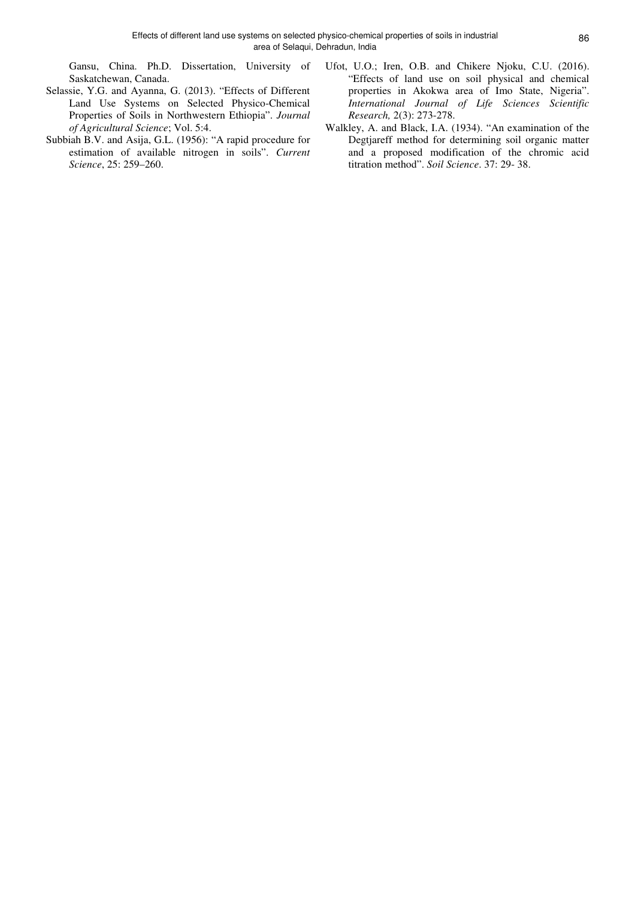Gansu, China. Ph.D. Dissertation, University of Saskatchewan, Canada.

Selassie, Y.G. and Ayanna, G. (2013). "Effects of Different Land Use Systems on Selected Physico-Chemical Properties of Soils in Northwestern Ethiopia". *Journal of Agricultural Science*; Vol. 5:4.

Subbiah B.V. and Asija, G.L. (1956): "A rapid procedure for estimation of available nitrogen in soils". *Current Science*, 25: 259–260.

Ufot, U.O.; Iren, O.B. and Chikere Njoku, C.U. (2016). "Effects of land use on soil physical and chemical properties in Akokwa area of Imo State, Nigeria". *International Journal of Life Sciences Scientific Research,* 2(3): 273-278.

Walkley, A. and Black, I.A. (1934). "An examination of the Degtjareff method for determining soil organic matter and a proposed modification of the chromic acid titration method". *Soil Science*. 37: 29- 38.